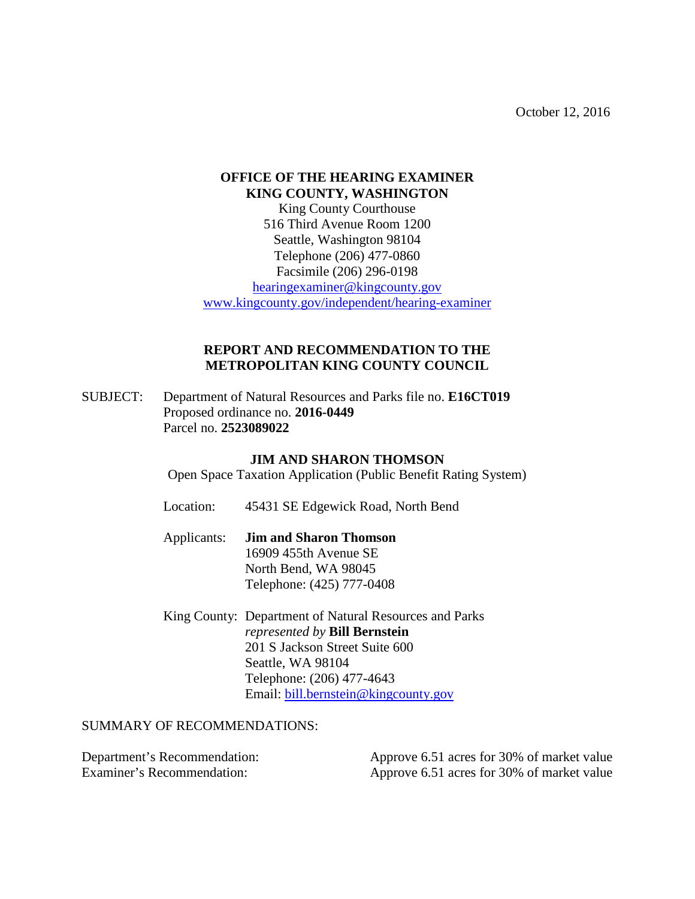October 12, 2016

**OFFICE OF THE HEARING EXAMINER**
**KING COUNTY, WASHINGTON**
King County Courthouse
516 Third Avenue Room 1200
Seattle, Washington 98104
Telephone (206) 477-0860
Facsimile (206) 296-0198
hearingexaminer@kingcounty.gov
www.kingcounty.gov/independent/hearing-examiner

## REPORT AND RECOMMENDATION TO THE METROPOLITAN KING COUNTY COUNCIL

SUBJECT: Department of Natural Resources and Parks file no. **E16CT019**
Proposed ordinance no. **2016-0449**
Parcel no. **2523089022**

**JIM AND SHARON THOMSON**
Open Space Taxation Application (Public Benefit Rating System)

Location: 45431 SE Edgewick Road, North Bend

Applicants: **Jim and Sharon Thomson**
16909 455th Avenue SE
North Bend, WA 98045
Telephone: (425) 777-0408

King County: Department of Natural Resources and Parks
*represented by* **Bill Bernstein**
201 S Jackson Street Suite 600
Seattle, WA 98104
Telephone: (206) 477-4643
Email: bill.bernstein@kingcounty.gov

SUMMARY OF RECOMMENDATIONS:

Department's Recommendation: Approve 6.51 acres for 30% of market value
Examiner's Recommendation: Approve 6.51 acres for 30% of market value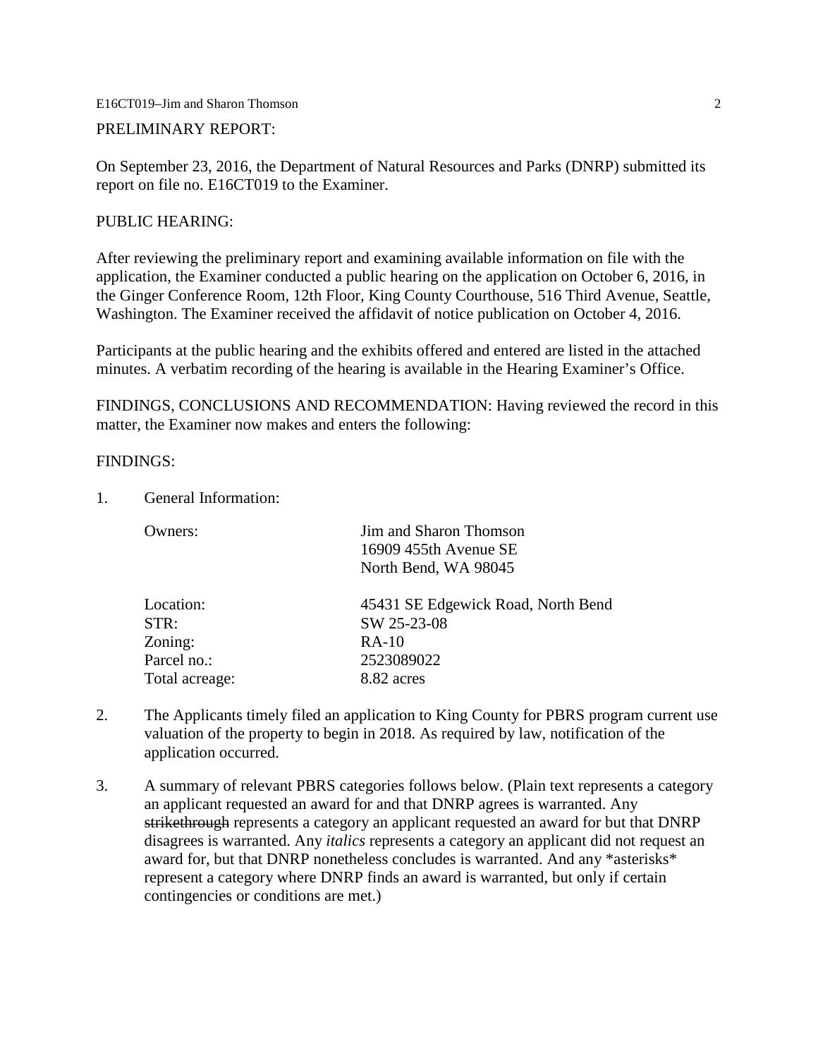PRELIMINARY REPORT:

On September 23, 2016, the Department of Natural Resources and Parks (DNRP) submitted its report on file no. E16CT019 to the Examiner.

PUBLIC HEARING:

After reviewing the preliminary report and examining available information on file with the application, the Examiner conducted a public hearing on the application on October 6, 2016, in the Ginger Conference Room, 12th Floor, King County Courthouse, 516 Third Avenue, Seattle, Washington. The Examiner received the affidavit of notice publication on October 4, 2016.

Participants at the public hearing and the exhibits offered and entered are listed in the attached minutes. A verbatim recording of the hearing is available in the Hearing Examiner's Office.

FINDINGS, CONCLUSIONS AND RECOMMENDATION: Having reviewed the record in this matter, the Examiner now makes and enters the following:

FINDINGS:

1. General Information:

| | |
|---|---|
| Owners: | Jim and Sharon Thomson<br>16909 455th Avenue SE<br>North Bend, WA 98045 |
| Location: | 45431 SE Edgewick Road, North Bend |
| STR: | SW 25-23-08 |
| Zoning: | RA-10 |
| Parcel no.: | 2523089022 |
| Total acreage: | 8.82 acres |

2. The Applicants timely filed an application to King County for PBRS program current use valuation of the property to begin in 2018. As required by law, notification of the application occurred.

3. A summary of relevant PBRS categories follows below. (Plain text represents a category an applicant requested an award for and that DNRP agrees is warranted. Any ~~strikethrough~~ represents a category an applicant requested an award for but that DNRP disagrees is warranted. Any *italics* represents a category an applicant did not request an award for, but that DNRP nonetheless concludes is warranted. And any *asterisks* represent a category where DNRP finds an award is warranted, but only if certain contingencies or conditions are met.)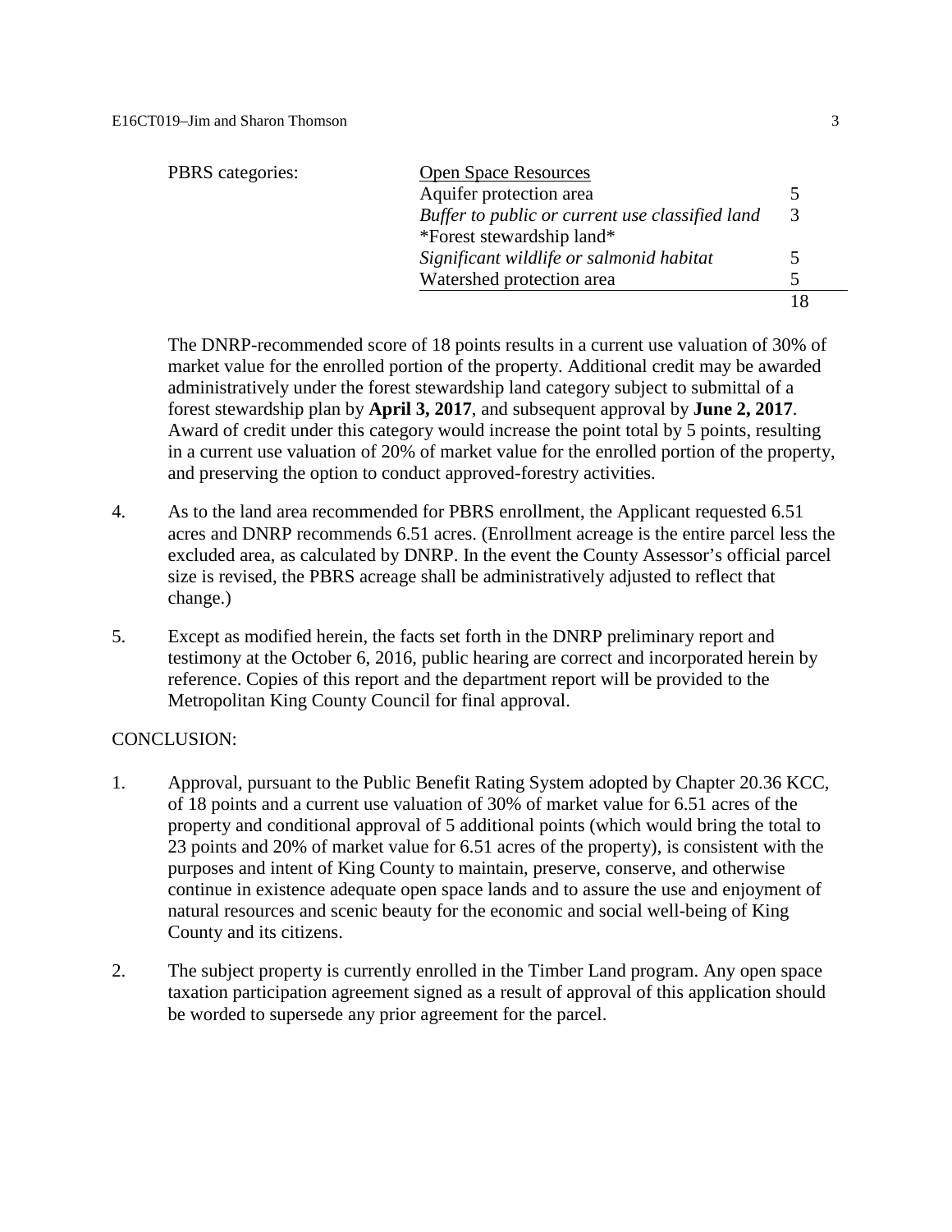| PBRS categories: | Open Space Resources | |
|---|---|---|
| | Aquifer protection area | 5 |
| | *Buffer to public or current use classified land* | 3 |
| | *Forest stewardship land* | |
| | *Significant wildlife or salmonid habitat* | 5 |
| | Watershed protection area | 5 |
| | | 18 |

The DNRP-recommended score of 18 points results in a current use valuation of 30% of market value for the enrolled portion of the property. Additional credit may be awarded administratively under the forest stewardship land category subject to submittal of a forest stewardship plan by **April 3, 2017**, and subsequent approval by **June 2, 2017**. Award of credit under this category would increase the point total by 5 points, resulting in a current use valuation of 20% of market value for the enrolled portion of the property, and preserving the option to conduct approved-forestry activities.

4. As to the land area recommended for PBRS enrollment, the Applicant requested 6.51 acres and DNRP recommends 6.51 acres. (Enrollment acreage is the entire parcel less the excluded area, as calculated by DNRP. In the event the County Assessor's official parcel size is revised, the PBRS acreage shall be administratively adjusted to reflect that change.)

5. Except as modified herein, the facts set forth in the DNRP preliminary report and testimony at the October 6, 2016, public hearing are correct and incorporated herein by reference. Copies of this report and the department report will be provided to the Metropolitan King County Council for final approval.

CONCLUSION:

1. Approval, pursuant to the Public Benefit Rating System adopted by Chapter 20.36 KCC, of 18 points and a current use valuation of 30% of market value for 6.51 acres of the property and conditional approval of 5 additional points (which would bring the total to 23 points and 20% of market value for 6.51 acres of the property), is consistent with the purposes and intent of King County to maintain, preserve, conserve, and otherwise continue in existence adequate open space lands and to assure the use and enjoyment of natural resources and scenic beauty for the economic and social well-being of King County and its citizens.

2. The subject property is currently enrolled in the Timber Land program. Any open space taxation participation agreement signed as a result of approval of this application should be worded to supersede any prior agreement for the parcel.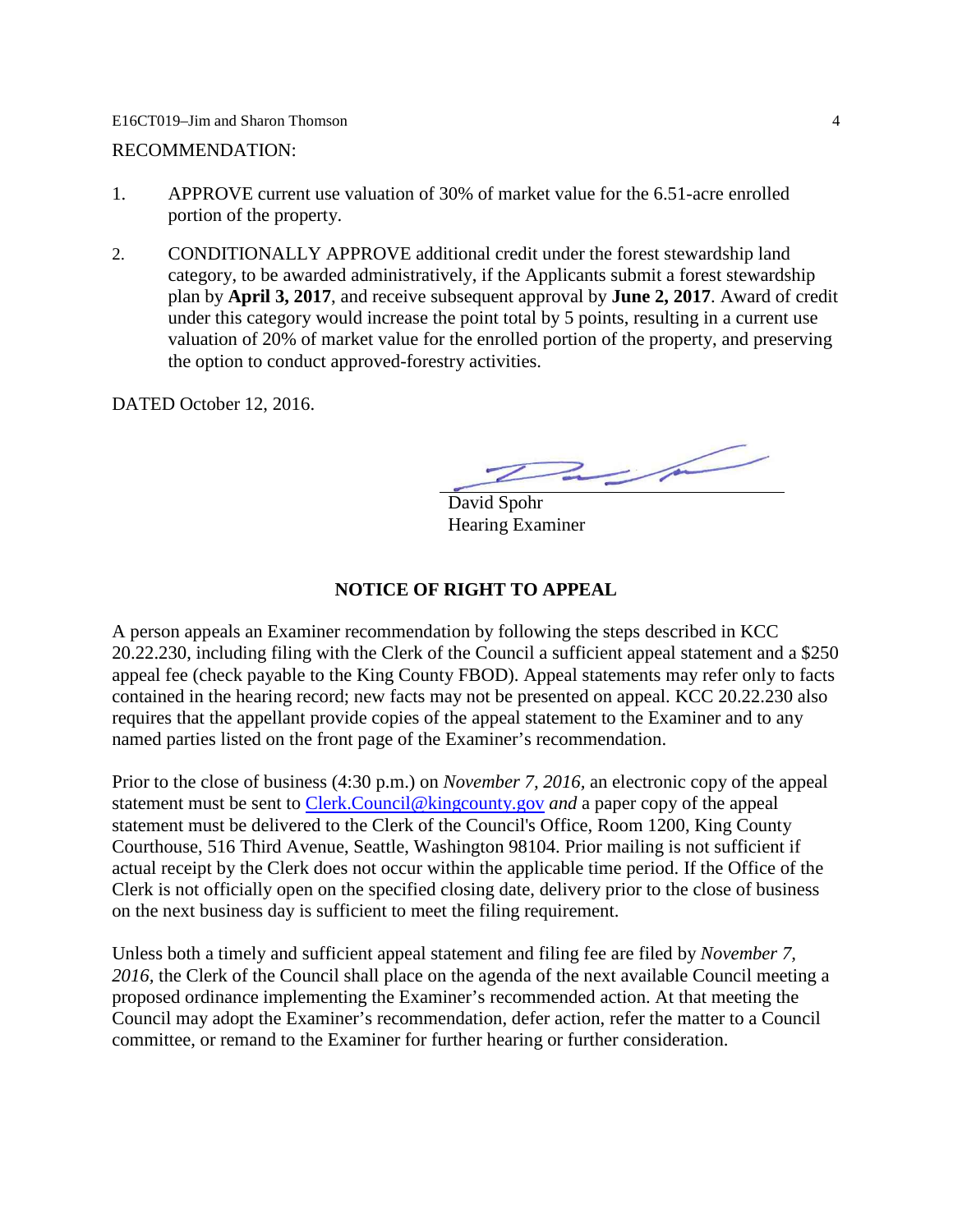RECOMMENDATION:

1. APPROVE current use valuation of 30% of market value for the 6.51-acre enrolled portion of the property.

2. CONDITIONALLY APPROVE additional credit under the forest stewardship land category, to be awarded administratively, if the Applicants submit a forest stewardship plan by **April 3, 2017**, and receive subsequent approval by **June 2, 2017**. Award of credit under this category would increase the point total by 5 points, resulting in a current use valuation of 20% of market value for the enrolled portion of the property, and preserving the option to conduct approved-forestry activities.

DATED October 12, 2016.

David Spohr
Hearing Examiner

## NOTICE OF RIGHT TO APPEAL

A person appeals an Examiner recommendation by following the steps described in KCC 20.22.230, including filing with the Clerk of the Council a sufficient appeal statement and a $250 appeal fee (check payable to the King County FBOD). Appeal statements may refer only to facts contained in the hearing record; new facts may not be presented on appeal. KCC 20.22.230 also requires that the appellant provide copies of the appeal statement to the Examiner and to any named parties listed on the front page of the Examiner's recommendation.

Prior to the close of business (4:30 p.m.) on *November 7, 2016,* an electronic copy of the appeal statement must be sent to Clerk.Council@kingcounty.gov *and* a paper copy of the appeal statement must be delivered to the Clerk of the Council's Office, Room 1200, King County Courthouse, 516 Third Avenue, Seattle, Washington 98104. Prior mailing is not sufficient if actual receipt by the Clerk does not occur within the applicable time period. If the Office of the Clerk is not officially open on the specified closing date, delivery prior to the close of business on the next business day is sufficient to meet the filing requirement.

Unless both a timely and sufficient appeal statement and filing fee are filed by *November 7, 2016,* the Clerk of the Council shall place on the agenda of the next available Council meeting a proposed ordinance implementing the Examiner's recommended action. At that meeting the Council may adopt the Examiner's recommendation, defer action, refer the matter to a Council committee, or remand to the Examiner for further hearing or further consideration.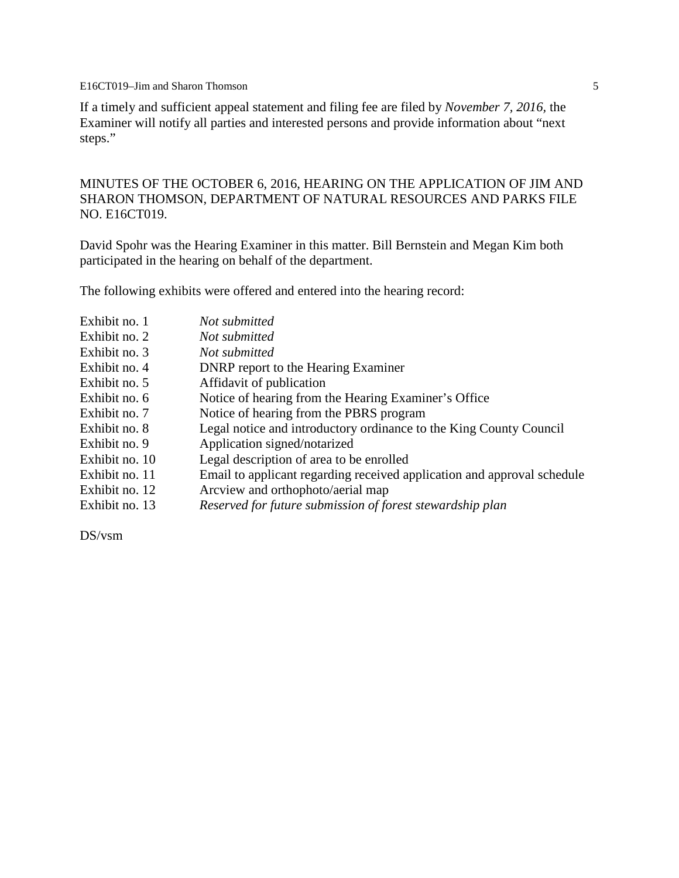If a timely and sufficient appeal statement and filing fee are filed by *November 7, 2016*, the Examiner will notify all parties and interested persons and provide information about "next steps."

MINUTES OF THE OCTOBER 6, 2016, HEARING ON THE APPLICATION OF JIM AND SHARON THOMSON, DEPARTMENT OF NATURAL RESOURCES AND PARKS FILE NO. E16CT019.

David Spohr was the Hearing Examiner in this matter. Bill Bernstein and Megan Kim both participated in the hearing on behalf of the department.

The following exhibits were offered and entered into the hearing record:

| | |
|---|---|
| Exhibit no. 1 | *Not submitted* |
| Exhibit no. 2 | *Not submitted* |
| Exhibit no. 3 | *Not submitted* |
| Exhibit no. 4 | DNRP report to the Hearing Examiner |
| Exhibit no. 5 | Affidavit of publication |
| Exhibit no. 6 | Notice of hearing from the Hearing Examiner's Office |
| Exhibit no. 7 | Notice of hearing from the PBRS program |
| Exhibit no. 8 | Legal notice and introductory ordinance to the King County Council |
| Exhibit no. 9 | Application signed/notarized |
| Exhibit no. 10 | Legal description of area to be enrolled |
| Exhibit no. 11 | Email to applicant regarding received application and approval schedule |
| Exhibit no. 12 | Arcview and orthophoto/aerial map |
| Exhibit no. 13 | *Reserved for future submission of forest stewardship plan* |

DS/vsm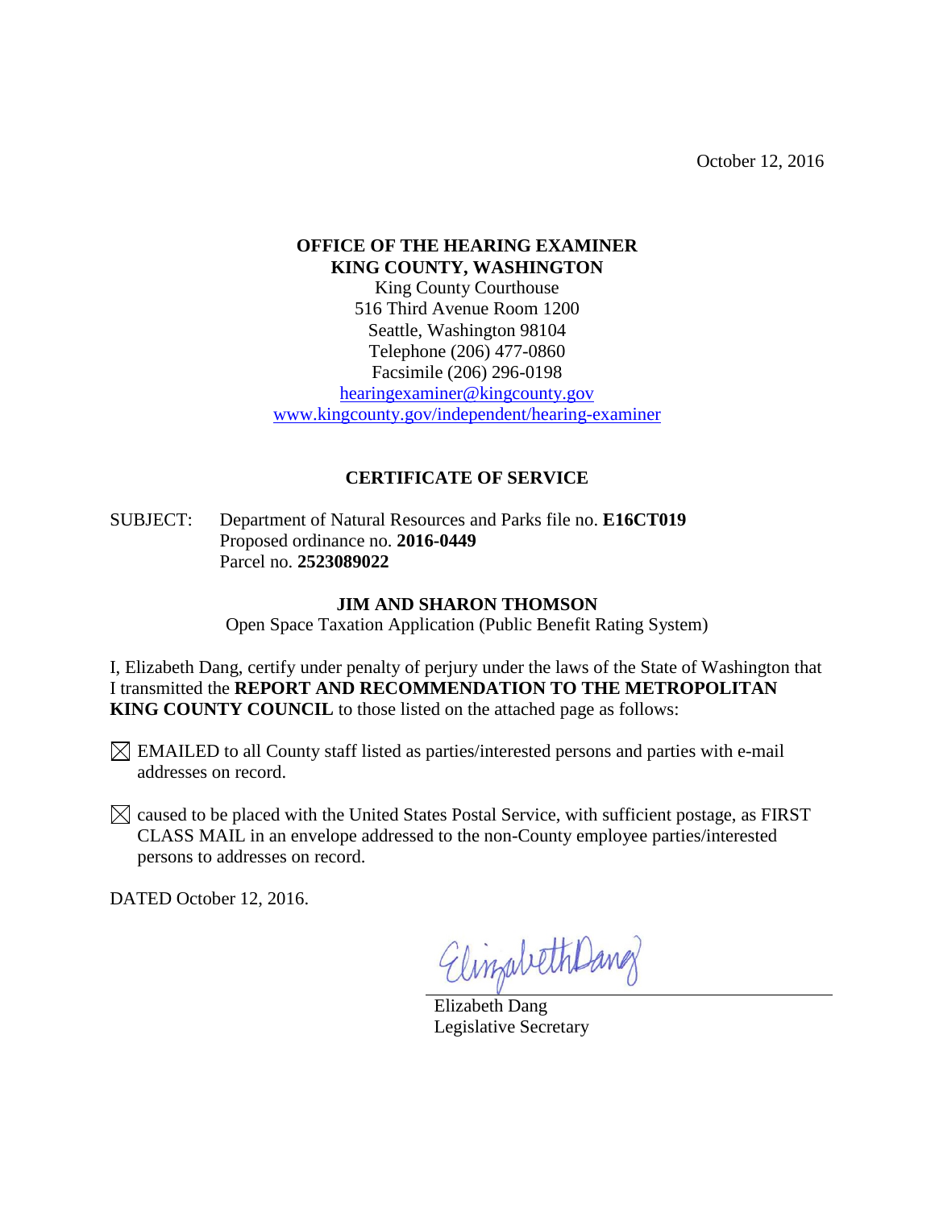October 12, 2016

**OFFICE OF THE HEARING EXAMINER**
**KING COUNTY, WASHINGTON**
King County Courthouse
516 Third Avenue Room 1200
Seattle, Washington 98104
Telephone (206) 477-0860
Facsimile (206) 296-0198
hearingexaminer@kingcounty.gov
www.kingcounty.gov/independent/hearing-examiner

## CERTIFICATE OF SERVICE

SUBJECT: Department of Natural Resources and Parks file no. **E16CT019**
Proposed ordinance no. **2016-0449**
Parcel no. **2523089022**

**JIM AND SHARON THOMSON**
Open Space Taxation Application (Public Benefit Rating System)

I, Elizabeth Dang, certify under penalty of perjury under the laws of the State of Washington that I transmitted the **REPORT AND RECOMMENDATION TO THE METROPOLITAN KING COUNTY COUNCIL** to those listed on the attached page as follows:

☒ EMAILED to all County staff listed as parties/interested persons and parties with e-mail addresses on record.

☒ caused to be placed with the United States Postal Service, with sufficient postage, as FIRST CLASS MAIL in an envelope addressed to the non-County employee parties/interested persons to addresses on record.

DATED October 12, 2016.

Elizabeth Dang
Legislative Secretary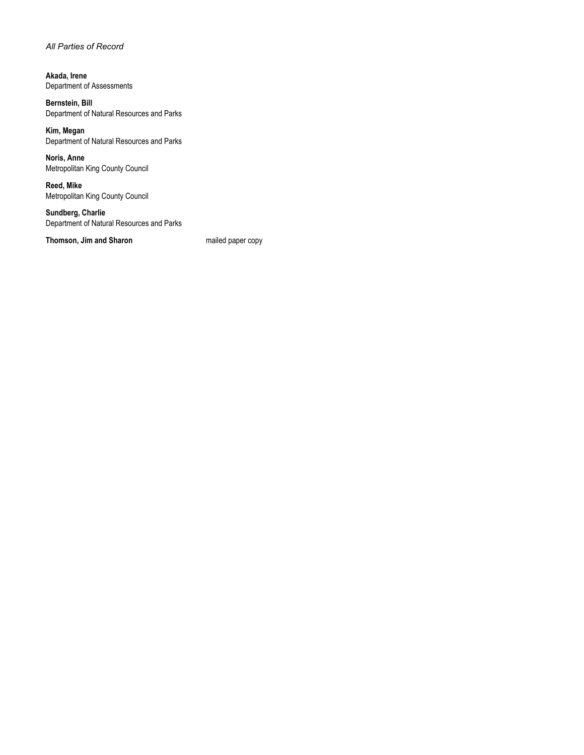*All Parties of Record*

**Akada, Irene**
Department of Assessments

**Bernstein, Bill**
Department of Natural Resources and Parks

**Kim, Megan**
Department of Natural Resources and Parks

**Noris, Anne**
Metropolitan King County Council

**Reed, Mike**
Metropolitan King County Council

**Sundberg, Charlie**
Department of Natural Resources and Parks

**Thomson, Jim and Sharon** mailed paper copy